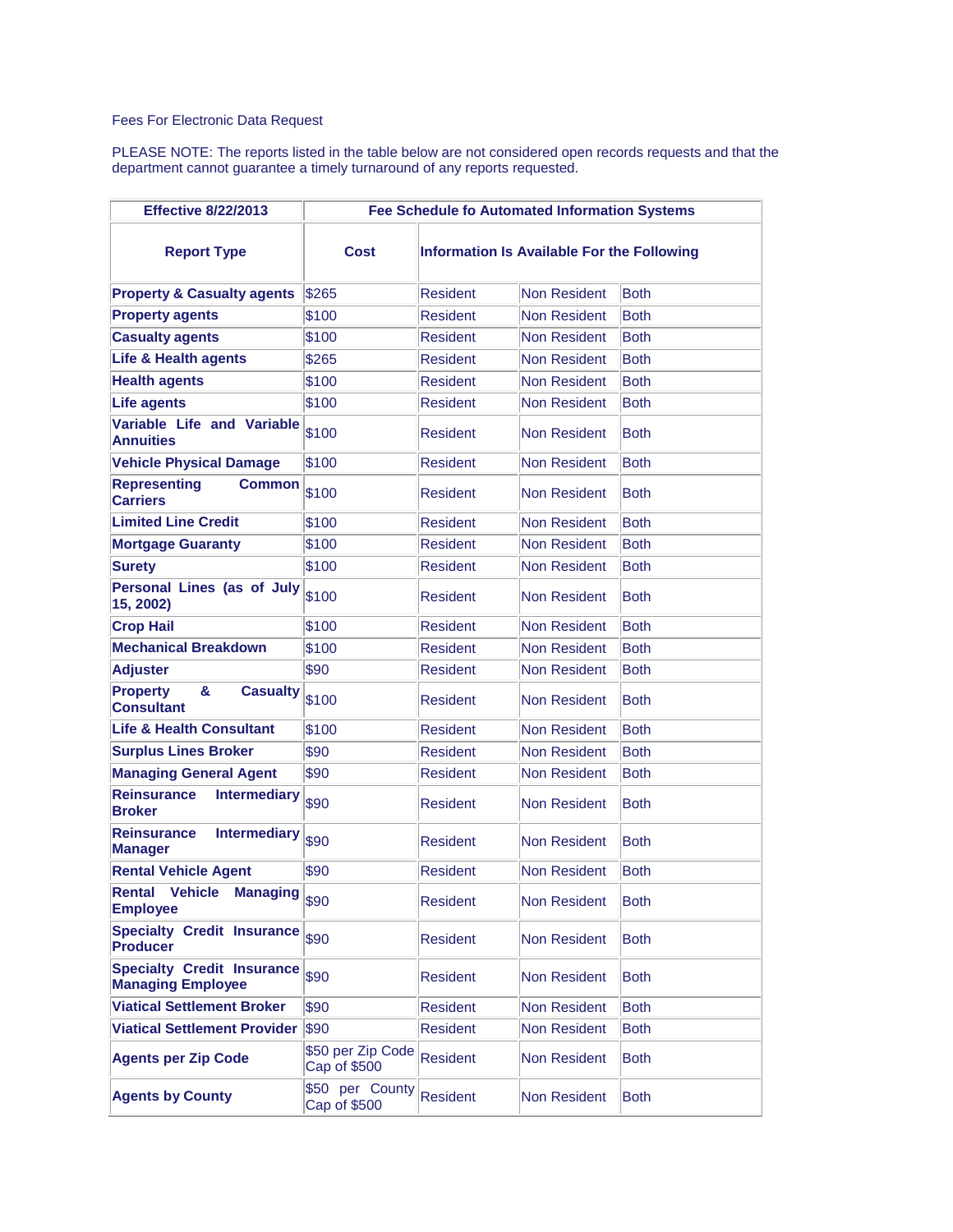Fees For Electronic Data Request

PLEASE NOTE: The reports listed in the table below are not considered open records requests and that the department cannot guarantee a timely turnaround of any reports requested.

| Effective 8/22/2013 | Fee Schedule fo Automated Information Systems | | | |
|---|---|---|---|---|
| **Report Type** | **Cost** | **Information Is Available For the Following** | | |
| **Property & Casualty agents** | $265 | Resident | Non Resident | Both |
| **Property agents** | $100 | Resident | Non Resident | Both |
| **Casualty agents** | $100 | Resident | Non Resident | Both |
| **Life & Health agents** | $265 | Resident | Non Resident | Both |
| **Health agents** | $100 | Resident | Non Resident | Both |
| **Life agents** | $100 | Resident | Non Resident | Both |
| **Variable Life and Variable Annuities** | $100 | Resident | Non Resident | Both |
| **Vehicle Physical Damage** | $100 | Resident | Non Resident | Both |
| **Representing Common Carriers** | $100 | Resident | Non Resident | Both |
| **Limited Line Credit** | $100 | Resident | Non Resident | Both |
| **Mortgage Guaranty** | $100 | Resident | Non Resident | Both |
| **Surety** | $100 | Resident | Non Resident | Both |
| **Personal Lines (as of July 15, 2002)** | $100 | Resident | Non Resident | Both |
| **Crop Hail** | $100 | Resident | Non Resident | Both |
| **Mechanical Breakdown** | $100 | Resident | Non Resident | Both |
| **Adjuster** | $90 | Resident | Non Resident | Both |
| **Property & Casualty Consultant** | $100 | Resident | Non Resident | Both |
| **Life & Health Consultant** | $100 | Resident | Non Resident | Both |
| **Surplus Lines Broker** | $90 | Resident | Non Resident | Both |
| **Managing General Agent** | $90 | Resident | Non Resident | Both |
| **Reinsurance Intermediary Broker** | $90 | Resident | Non Resident | Both |
| **Reinsurance Intermediary Manager** | $90 | Resident | Non Resident | Both |
| **Rental Vehicle Agent** | $90 | Resident | Non Resident | Both |
| **Rental Vehicle Managing Employee** | $90 | Resident | Non Resident | Both |
| **Specialty Credit Insurance Producer** | $90 | Resident | Non Resident | Both |
| **Specialty Credit Insurance Managing Employee** | $90 | Resident | Non Resident | Both |
| **Viatical Settlement Broker** | $90 | Resident | Non Resident | Both |
| **Viatical Settlement Provider** | $90 | Resident | Non Resident | Both |
| **Agents per Zip Code** | $50 per Zip Code Cap of $500 | Resident | Non Resident | Both |
| **Agents by County** | $50 per County Cap of $500 | Resident | Non Resident | Both |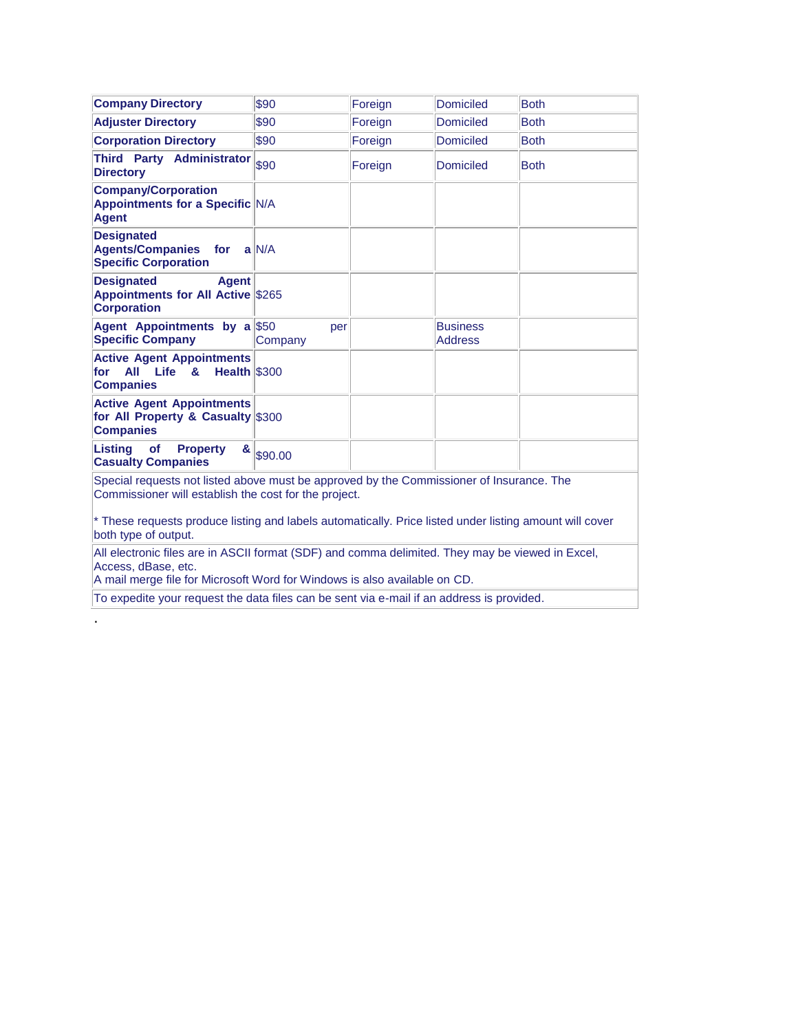| | | | | |
|---|---|---|---|---|
| **Company Directory** | $90 | Foreign | Domiciled | Both |
| **Adjuster Directory** | $90 | Foreign | Domiciled | Both |
| **Corporation Directory** | $90 | Foreign | Domiciled | Both |
| **Third Party Administrator Directory** | $90 | Foreign | Domiciled | Both |
| **Company/Corporation Appointments for a Specific Agent** | N/A | | | |
| **Designated Agents/Companies for a Specific Corporation** | N/A | | | |
| **Designated Agent Appointments for All Active Corporation** | $265 | | | |
| **Agent Appointments by a Specific Company** | $50 per Company | | Business Address | |
| **Active Agent Appointments for All Life & Health Companies** | $300 | | | |
| **Active Agent Appointments for All Property & Casualty Companies** | $300 | | | |
| **Listing of Property & Casualty Companies** | $90.00 | | | |

Special requests not listed above must be approved by the Commissioner of Insurance. The Commissioner will establish the cost for the project.

* These requests produce listing and labels automatically. Price listed under listing amount will cover both type of output.

All electronic files are in ASCII format (SDF) and comma delimited. They may be viewed in Excel, Access, dBase, etc.
A mail merge file for Microsoft Word for Windows is also available on CD.

To expedite your request the data files can be sent via e-mail if an address is provided.

.